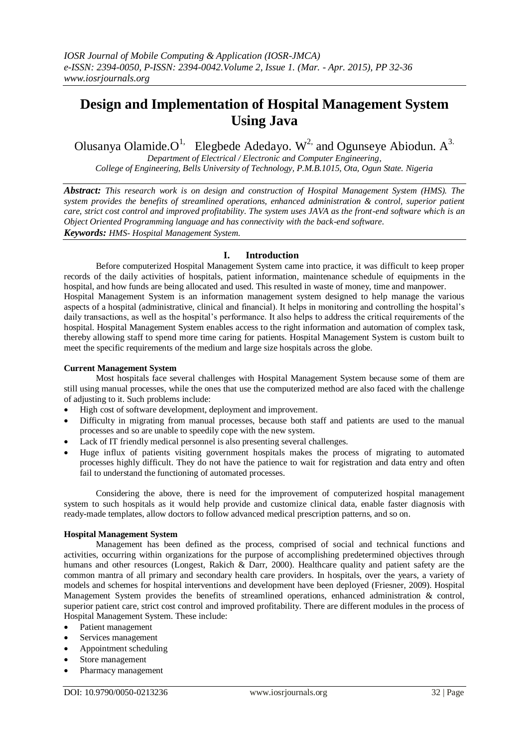# Design and Implementation of Hospital Management System Using Java

Olusanya Olamide.O[1], Elegbede Adedayo. W[2] and Ogunseye Abiodun. A[3]

*Department of Electrical / Electronic and Computer Engineering, College of Engineering, Bells University of Technology, P.M.B.1015, Ota, Ogun State. Nigeria*

***Abstract:*** *This research work is on design and construction of Hospital Management System (HMS). The system provides the benefits of streamlined operations, enhanced administration & control, superior patient care, strict cost control and improved profitability. The system uses JAVA as the front-end software which is an Object Oriented Programming language and has connectivity with the back-end software.*

***Keywords:*** *HMS- Hospital Management System.*

## I. Introduction

Before computerized Hospital Management System came into practice, it was difficult to keep proper records of the daily activities of hospitals, patient information, maintenance schedule of equipments in the hospital, and how funds are being allocated and used. This resulted in waste of money, time and manpower.

Hospital Management System is an information management system designed to help manage the various aspects of a hospital (administrative, clinical and financial). It helps in monitoring and controlling the hospital's daily transactions, as well as the hospital's performance. It also helps to address the critical requirements of the hospital. Hospital Management System enables access to the right information and automation of complex task, thereby allowing staff to spend more time caring for patients. Hospital Management System is custom built to meet the specific requirements of the medium and large size hospitals across the globe.

### Current Management System

Most hospitals face several challenges with Hospital Management System because some of them are still using manual processes, while the ones that use the computerized method are also faced with the challenge of adjusting to it. Such problems include:

- High cost of software development, deployment and improvement.
- Difficulty in migrating from manual processes, because both staff and patients are used to the manual processes and so are unable to speedily cope with the new system.
- Lack of IT friendly medical personnel is also presenting several challenges.
- Huge influx of patients visiting government hospitals makes the process of migrating to automated processes highly difficult. They do not have the patience to wait for registration and data entry and often fail to understand the functioning of automated processes.

Considering the above, there is need for the improvement of computerized hospital management system to such hospitals as it would help provide and customize clinical data, enable faster diagnosis with ready-made templates, allow doctors to follow advanced medical prescription patterns, and so on.

### Hospital Management System

Management has been defined as the process, comprised of social and technical functions and activities, occurring within organizations for the purpose of accomplishing predetermined objectives through humans and other resources (Longest, Rakich & Darr, 2000). Healthcare quality and patient safety are the common mantra of all primary and secondary health care providers. In hospitals, over the years, a variety of models and schemes for hospital interventions and development have been deployed (Friesner, 2009). Hospital Management System provides the benefits of streamlined operations, enhanced administration & control, superior patient care, strict cost control and improved profitability. There are different modules in the process of Hospital Management System. These include:

- Patient management
- Services management
- Appointment scheduling
- Store management
- Pharmacy management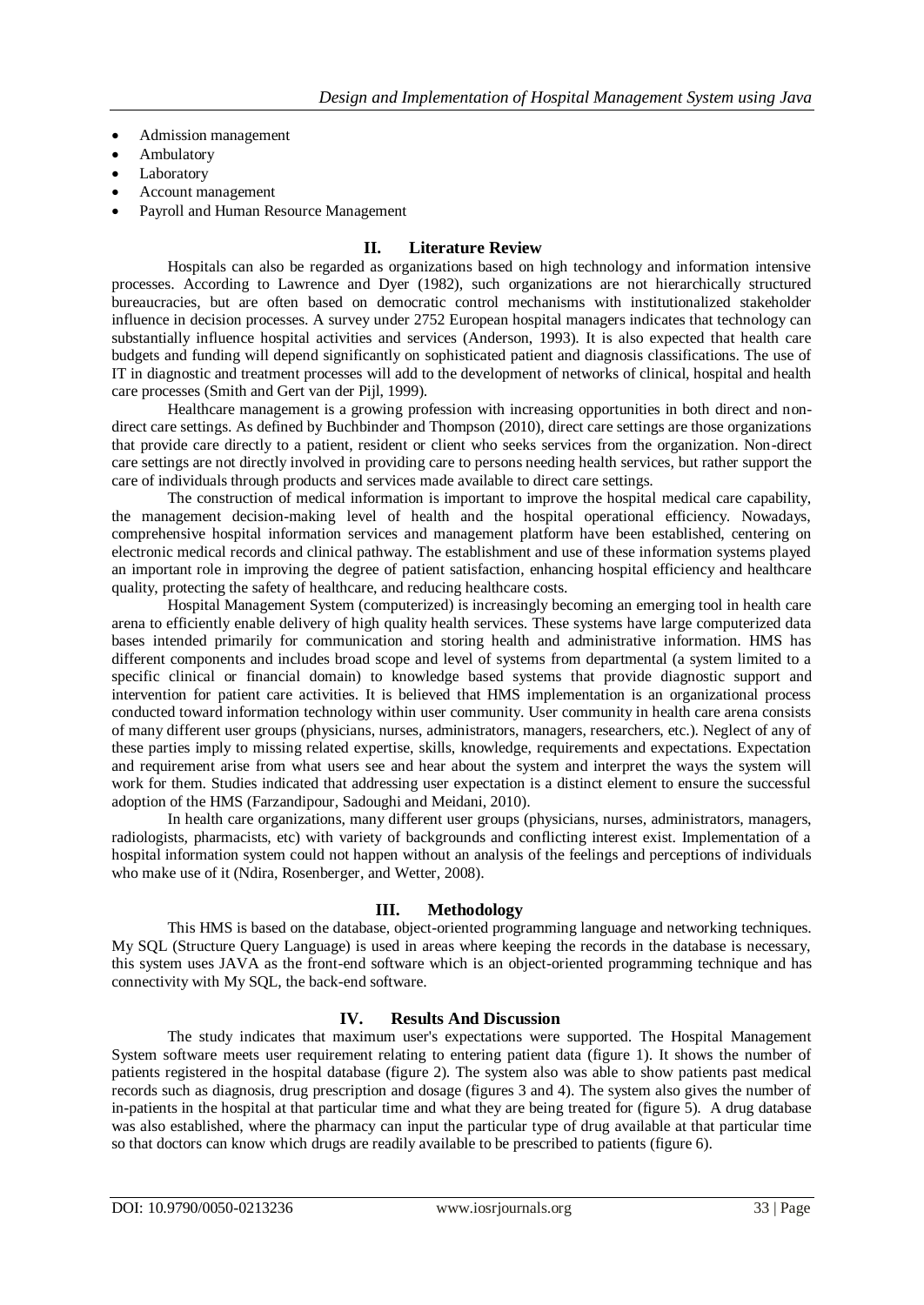- Admission management
- Ambulatory
- Laboratory
- Account management
- Payroll and Human Resource Management

## II. Literature Review

Hospitals can also be regarded as organizations based on high technology and information intensive processes. According to Lawrence and Dyer (1982), such organizations are not hierarchically structured bureaucracies, but are often based on democratic control mechanisms with institutionalized stakeholder influence in decision processes. A survey under 2752 European hospital managers indicates that technology can substantially influence hospital activities and services (Anderson, 1993). It is also expected that health care budgets and funding will depend significantly on sophisticated patient and diagnosis classifications. The use of IT in diagnostic and treatment processes will add to the development of networks of clinical, hospital and health care processes (Smith and Gert van der Pijl, 1999).

Healthcare management is a growing profession with increasing opportunities in both direct and non-direct care settings. As defined by Buchbinder and Thompson (2010), direct care settings are those organizations that provide care directly to a patient, resident or client who seeks services from the organization. Non-direct care settings are not directly involved in providing care to persons needing health services, but rather support the care of individuals through products and services made available to direct care settings.

The construction of medical information is important to improve the hospital medical care capability, the management decision-making level of health and the hospital operational efficiency. Nowadays, comprehensive hospital information services and management platform have been established, centering on electronic medical records and clinical pathway. The establishment and use of these information systems played an important role in improving the degree of patient satisfaction, enhancing hospital efficiency and healthcare quality, protecting the safety of healthcare, and reducing healthcare costs.

Hospital Management System (computerized) is increasingly becoming an emerging tool in health care arena to efficiently enable delivery of high quality health services. These systems have large computerized data bases intended primarily for communication and storing health and administrative information. HMS has different components and includes broad scope and level of systems from departmental (a system limited to a specific clinical or financial domain) to knowledge based systems that provide diagnostic support and intervention for patient care activities. It is believed that HMS implementation is an organizational process conducted toward information technology within user community. User community in health care arena consists of many different user groups (physicians, nurses, administrators, managers, researchers, etc.). Neglect of any of these parties imply to missing related expertise, skills, knowledge, requirements and expectations. Expectation and requirement arise from what users see and hear about the system and interpret the ways the system will work for them. Studies indicated that addressing user expectation is a distinct element to ensure the successful adoption of the HMS (Farzandipour, Sadoughi and Meidani, 2010).

In health care organizations, many different user groups (physicians, nurses, administrators, managers, radiologists, pharmacists, etc) with variety of backgrounds and conflicting interest exist. Implementation of a hospital information system could not happen without an analysis of the feelings and perceptions of individuals who make use of it (Ndira, Rosenberger, and Wetter, 2008).

## III. Methodology

This HMS is based on the database, object-oriented programming language and networking techniques. My SQL (Structure Query Language) is used in areas where keeping the records in the database is necessary, this system uses JAVA as the front-end software which is an object-oriented programming technique and has connectivity with My SQL, the back-end software.

## IV. Results And Discussion

The study indicates that maximum user's expectations were supported. The Hospital Management System software meets user requirement relating to entering patient data (figure 1). It shows the number of patients registered in the hospital database (figure 2). The system also was able to show patients past medical records such as diagnosis, drug prescription and dosage (figures 3 and 4). The system also gives the number of in-patients in the hospital at that particular time and what they are being treated for (figure 5). A drug database was also established, where the pharmacy can input the particular type of drug available at that particular time so that doctors can know which drugs are readily available to be prescribed to patients (figure 6).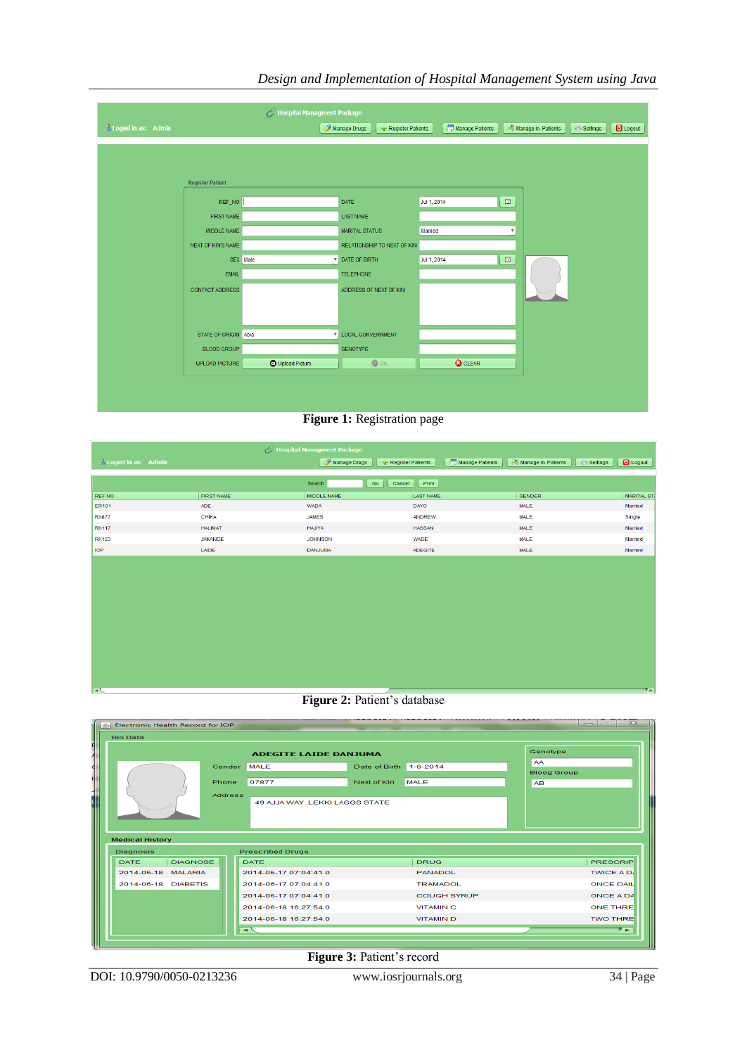Figure 1: Registration page

Figure 2: Patient's database

Figure 3: Patient's record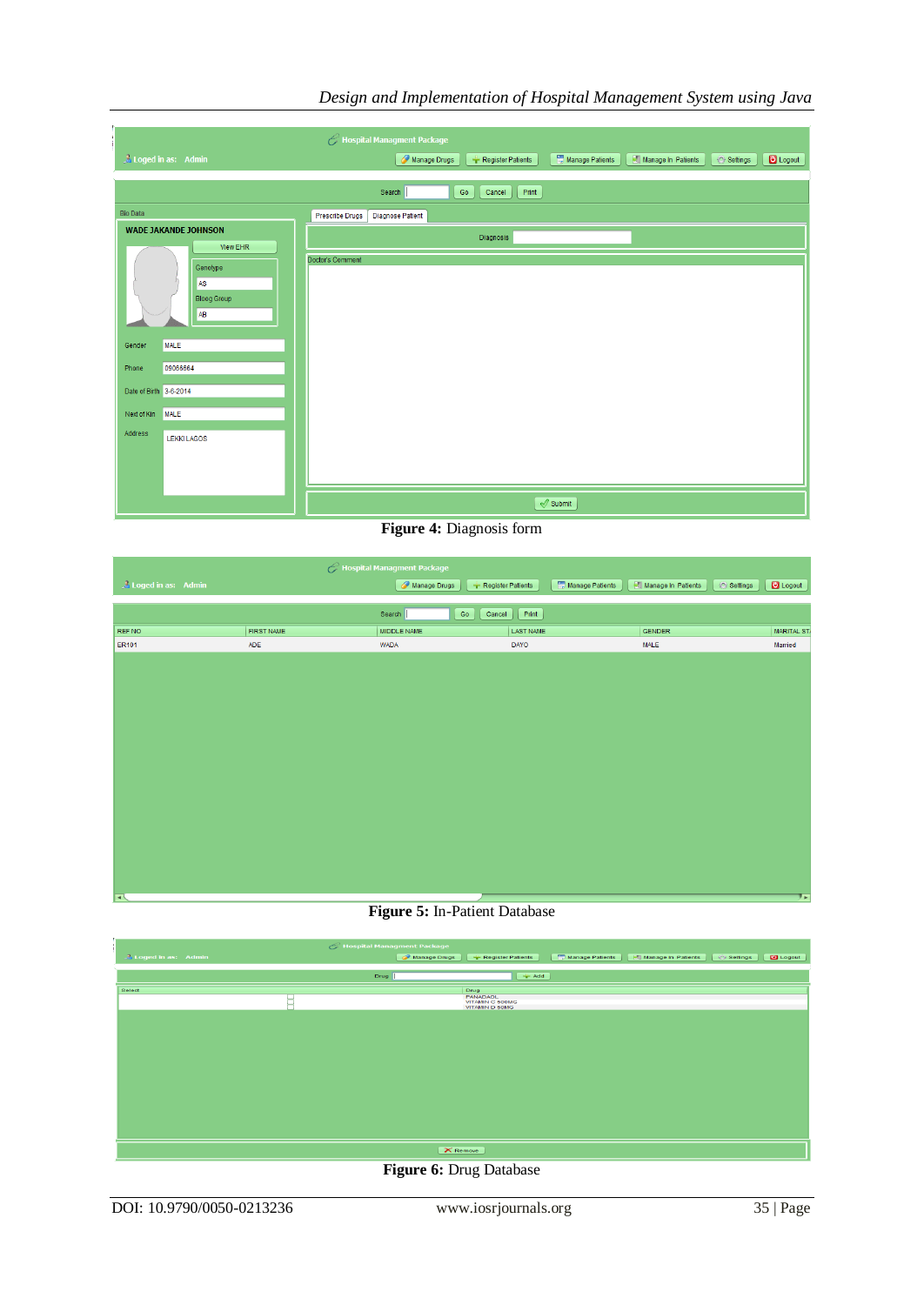Figure 4: Diagnosis form

Figure 5: In-Patient Database

Figure 6: Drug Database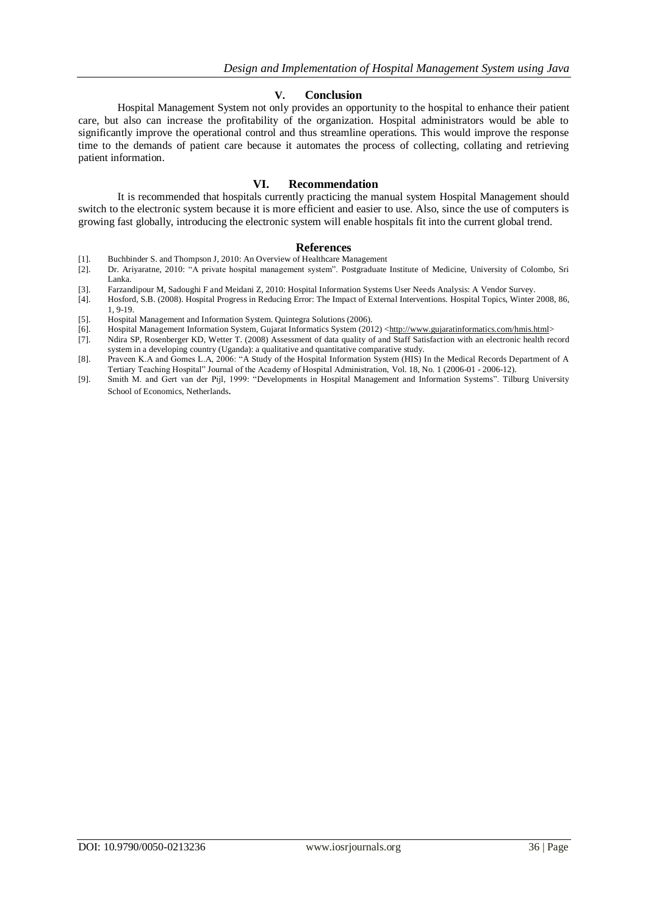## V. Conclusion

Hospital Management System not only provides an opportunity to the hospital to enhance their patient care, but also can increase the profitability of the organization. Hospital administrators would be able to significantly improve the operational control and thus streamline operations. This would improve the response time to the demands of patient care because it automates the process of collecting, collating and retrieving patient information.

## VI. Recommendation

It is recommended that hospitals currently practicing the manual system Hospital Management should switch to the electronic system because it is more efficient and easier to use. Also, since the use of computers is growing fast globally, introducing the electronic system will enable hospitals fit into the current global trend.

## References

[1]. Buchbinder S. and Thompson J, 2010: An Overview of Healthcare Management

[2]. Dr. Ariyaratne, 2010: "A private hospital management system". Postgraduate Institute of Medicine, University of Colombo, Sri Lanka.

[3]. Farzandipour M, Sadoughi F and Meidani Z, 2010: Hospital Information Systems User Needs Analysis: A Vendor Survey.

[4]. Hosford, S.B. (2008). Hospital Progress in Reducing Error: The Impact of External Interventions. Hospital Topics, Winter 2008, 86, 1, 9-19.

[5]. Hospital Management and Information System. Quintegra Solutions (2006).

[6]. Hospital Management Information System, Gujarat Informatics System (2012) <http://www.gujaratinformatics.com/hmis.html>

[7]. Ndira SP, Rosenberger KD, Wetter T. (2008) Assessment of data quality of and Staff Satisfaction with an electronic health record system in a developing country (Uganda): a qualitative and quantitative comparative study.

[8]. Praveen K.A and Gomes L.A, 2006: "A Study of the Hospital Information System (HIS) In the Medical Records Department of A Tertiary Teaching Hospital" Journal of the Academy of Hospital Administration, Vol. 18, No. 1 (2006-01 - 2006-12).

[9]. Smith M. and Gert van der Pijl, 1999: "Developments in Hospital Management and Information Systems". Tilburg University School of Economics, Netherlands.